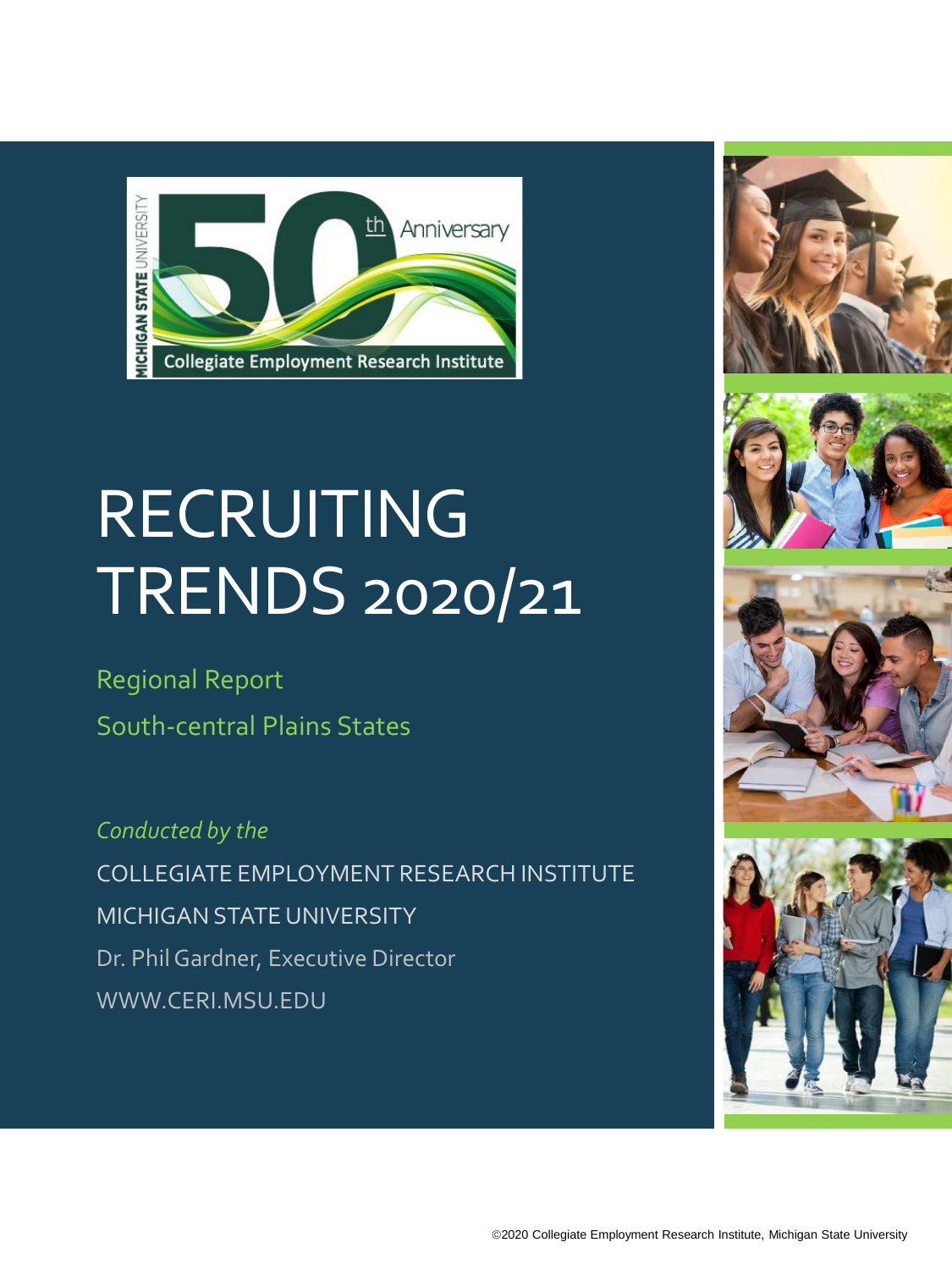# RECRUITING TRENDS 2020/21

## Regional Report
## South-central Plains States

*Conducted by the*

COLLEGIATE EMPLOYMENT RESEARCH INSTITUTE

MICHIGAN STATE UNIVERSITY

Dr. Phil Gardner, Executive Director

WWW.CERI.MSU.EDU

©2020 Collegiate Employment Research Institute, Michigan State University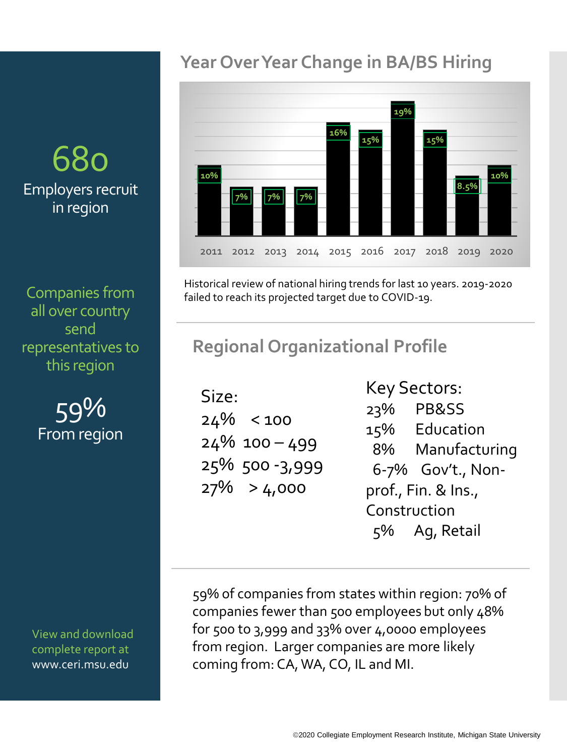680

Employers recruit in region

Companies from all over country send representatives to this region

59%

From region

View and download complete report at www.ceri.msu.edu

## Year Over Year Change in BA/BS Hiring

| Year | 2011 | 2012 | 2013 | 2014 | 2015 | 2016 | 2017 | 2018 | 2019 | 2020 |
|---|---|---|---|---|---|---|---|---|---|---|
| Change | 10% | 7% | 7% | 7% | 16% | 15% | 19% | 15% | 8.5% | 10% |

Historical review of national hiring trends for last 10 years. 2019-2020 failed to reach its projected target due to COVID-19.

## Regional Organizational Profile

Size:

- 24% < 100
- 24% 100 – 499
- 25% 500 -3,999
- 27% > 4,000

Key Sectors:

- 23% PB&SS
- 15% Education
- 8% Manufacturing
- 6-7% Gov't., Non-prof., Fin. & Ins., Construction
- 5% Ag, Retail

59% of companies from states within region: 70% of companies fewer than 500 employees but only 48% for 500 to 3,999 and 33% over 4,0000 employees from region. Larger companies are more likely coming from: CA, WA, CO, IL and MI.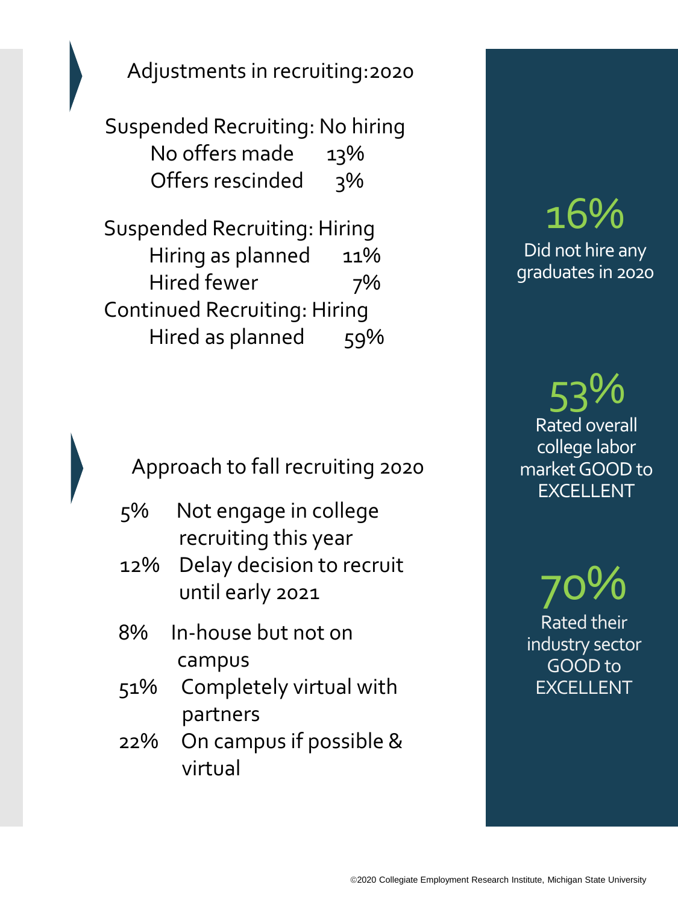## Adjustments in recruiting:2020

Suspended Recruiting: No hiring

| | |
|---|---|
| No offers made | 13% |
| Offers rescinded | 3% |

Suspended Recruiting: Hiring

| | |
|---|---|
| Hiring as planned | 11% |
| Hired fewer | 7% |

Continued Recruiting: Hiring

| | |
|---|---|
| Hired as planned | 59% |

## Approach to fall recruiting 2020

- 5% Not engage in college recruiting this year
- 12% Delay decision to recruit until early 2021
- 8% In-house but not on campus
- 51% Completely virtual with partners
- 22% On campus if possible & virtual

**16%**
Did not hire any graduates in 2020

**53%**
Rated overall college labor market GOOD to EXCELLENT

**70%**
Rated their industry sector GOOD to EXCELLENT

©2020 Collegiate Employment Research Institute, Michigan State University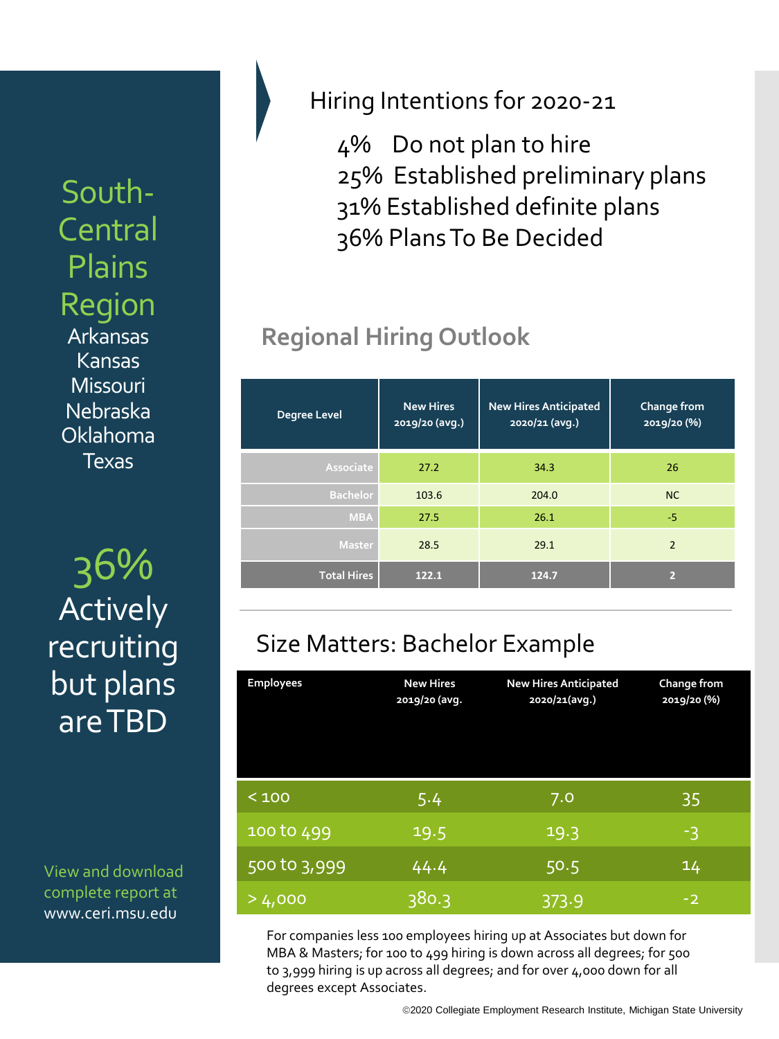# South-Central Plains Region

Arkansas
Kansas
Missouri
Nebraska
Oklahoma
Texas

**36%** Actively recruiting but plans are TBD

View and download complete report at www.ceri.msu.edu

## Hiring Intentions for 2020-21

- 4% Do not plan to hire
- 25% Established preliminary plans
- 31% Established definite plans
- 36% Plans To Be Decided

## Regional Hiring Outlook

| Degree Level | New Hires 2019/20 (avg.) | New Hires Anticipated 2020/21 (avg.) | Change from 2019/20 (%) |
|---|---|---|---|
| Associate | 27.2 | 34.3 | 26 |
| Bachelor | 103.6 | 204.0 | NC |
| MBA | 27.5 | 26.1 | -5 |
| Master | 28.5 | 29.1 | 2 |
| **Total Hires** | **122.1** | **124.7** | **2** |

## Size Matters: Bachelor Example

| Employees | New Hires 2019/20 (avg. | New Hires Anticipated 2020/21(avg.) | Change from 2019/20 (%) |
|---|---|---|---|
| < 100 | 5.4 | 7.0 | 35 |
| 100 to 499 | 19.5 | 19.3 | -3 |
| 500 to 3,999 | 44.4 | 50.5 | 14 |
| > 4,000 | 380.3 | 373.9 | -2 |

For companies less 100 employees hiring up at Associates but down for MBA & Masters; for 100 to 499 hiring is down across all degrees; for 500 to 3,999 hiring is up across all degrees; and for over 4,000 down for all degrees except Associates.

©2020 Collegiate Employment Research Institute, Michigan State University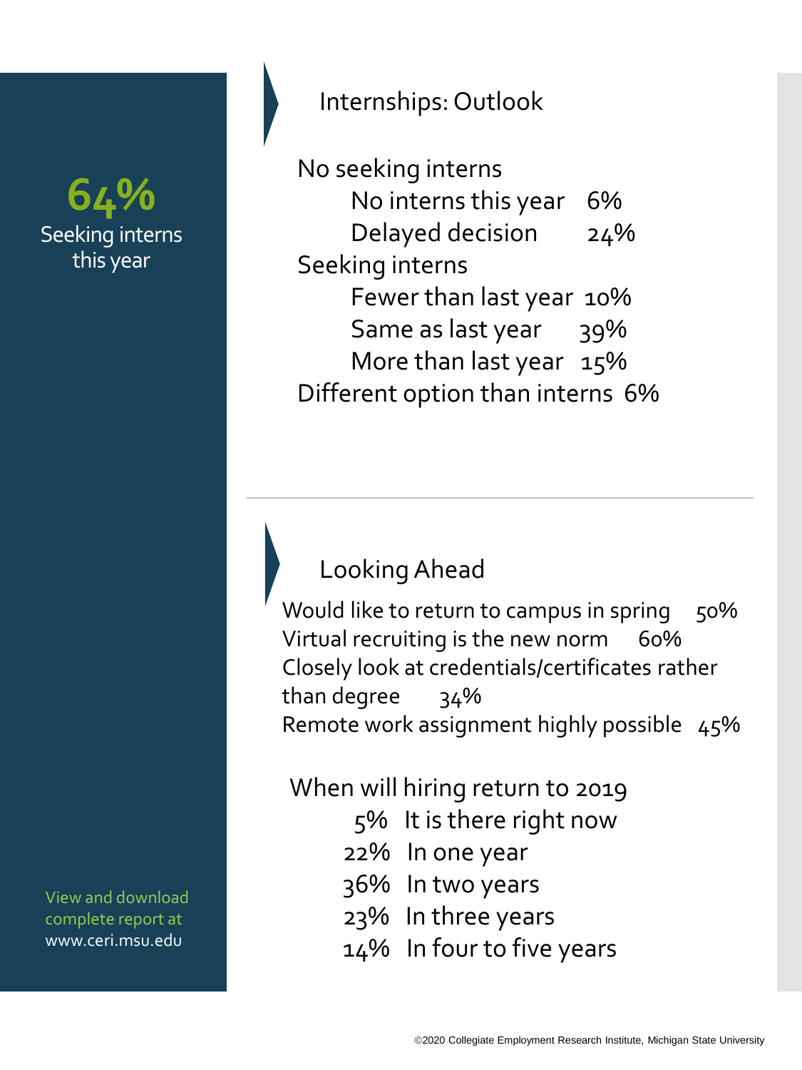**64%**
Seeking interns this year

View and download complete report at www.ceri.msu.edu

## Internships: Outlook

No seeking interns
- No interns this year 6%
- Delayed decision 24%

Seeking interns
- Fewer than last year 10%
- Same as last year 39%
- More than last year 15%

Different option than interns 6%

## Looking Ahead

Would like to return to campus in spring 50%
Virtual recruiting is the new norm 60%
Closely look at credentials/certificates rather than degree 34%
Remote work assignment highly possible 45%

When will hiring return to 2019
- 5% It is there right now
- 22% In one year
- 36% In two years
- 23% In three years
- 14% In four to five years

©2020 Collegiate Employment Research Institute, Michigan State University